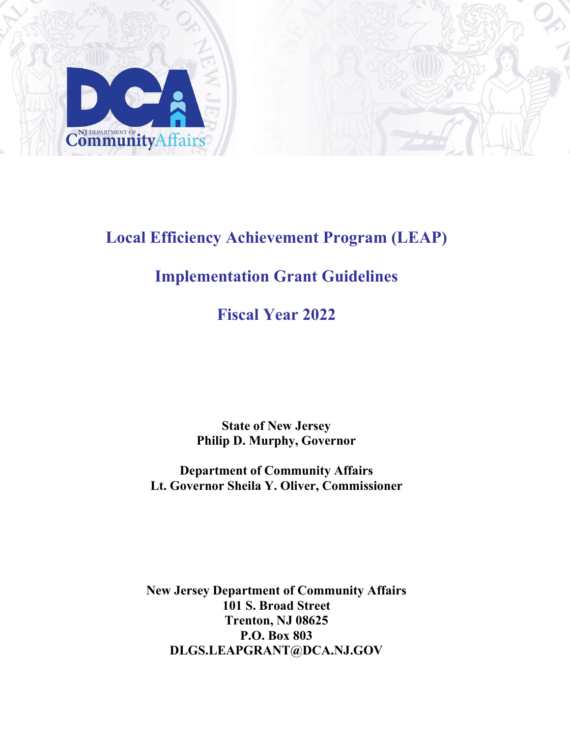NJ DEPARTMENT OF CommunityAffairs

# Local Efficiency Achievement Program (LEAP)

# Implementation Grant Guidelines

# Fiscal Year 2022

**State of New Jersey**
**Philip D. Murphy, Governor**

**Department of Community Affairs**
**Lt. Governor Sheila Y. Oliver, Commissioner**

**New Jersey Department of Community Affairs**
**101 S. Broad Street**
**Trenton, NJ 08625**
**P.O. Box 803**
**DLGS.LEAPGRANT@DCA.NJ.GOV**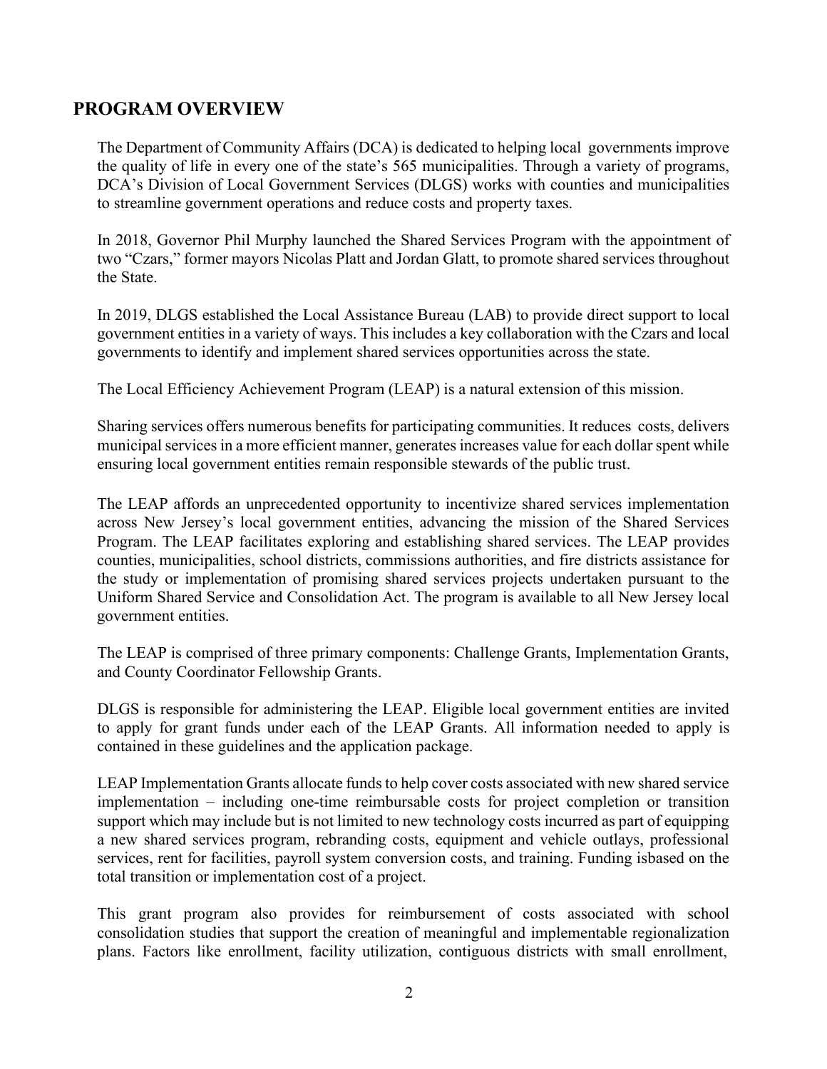## PROGRAM OVERVIEW

The Department of Community Affairs (DCA) is dedicated to helping local governments improve the quality of life in every one of the state's 565 municipalities. Through a variety of programs, DCA's Division of Local Government Services (DLGS) works with counties and municipalities to streamline government operations and reduce costs and property taxes.

In 2018, Governor Phil Murphy launched the Shared Services Program with the appointment of two "Czars," former mayors Nicolas Platt and Jordan Glatt, to promote shared services throughout the State.

In 2019, DLGS established the Local Assistance Bureau (LAB) to provide direct support to local government entities in a variety of ways. This includes a key collaboration with the Czars and local governments to identify and implement shared services opportunities across the state.

The Local Efficiency Achievement Program (LEAP) is a natural extension of this mission.

Sharing services offers numerous benefits for participating communities. It reduces costs, delivers municipal services in a more efficient manner, generates increases value for each dollar spent while ensuring local government entities remain responsible stewards of the public trust.

The LEAP affords an unprecedented opportunity to incentivize shared services implementation across New Jersey's local government entities, advancing the mission of the Shared Services Program. The LEAP facilitates exploring and establishing shared services. The LEAP provides counties, municipalities, school districts, commissions authorities, and fire districts assistance for the study or implementation of promising shared services projects undertaken pursuant to the Uniform Shared Service and Consolidation Act. The program is available to all New Jersey local government entities.

The LEAP is comprised of three primary components: Challenge Grants, Implementation Grants, and County Coordinator Fellowship Grants.

DLGS is responsible for administering the LEAP. Eligible local government entities are invited to apply for grant funds under each of the LEAP Grants. All information needed to apply is contained in these guidelines and the application package.

LEAP Implementation Grants allocate funds to help cover costs associated with new shared service implementation – including one-time reimbursable costs for project completion or transition support which may include but is not limited to new technology costs incurred as part of equipping a new shared services program, rebranding costs, equipment and vehicle outlays, professional services, rent for facilities, payroll system conversion costs, and training. Funding isbased on the total transition or implementation cost of a project.

This grant program also provides for reimbursement of costs associated with school consolidation studies that support the creation of meaningful and implementable regionalization plans. Factors like enrollment, facility utilization, contiguous districts with small enrollment,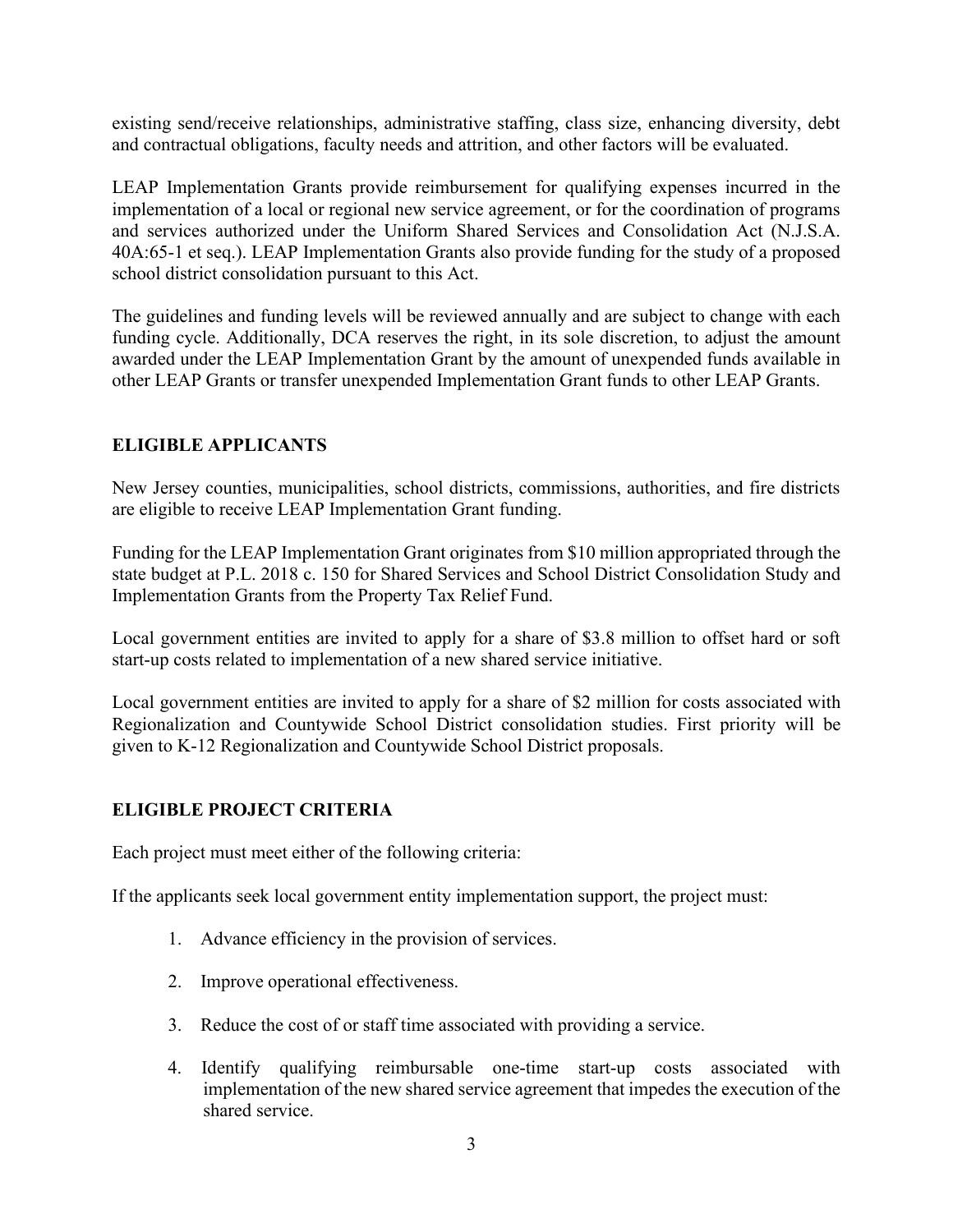existing send/receive relationships, administrative staffing, class size, enhancing diversity, debt and contractual obligations, faculty needs and attrition, and other factors will be evaluated.

LEAP Implementation Grants provide reimbursement for qualifying expenses incurred in the implementation of a local or regional new service agreement, or for the coordination of programs and services authorized under the Uniform Shared Services and Consolidation Act (N.J.S.A. 40A:65-1 et seq.). LEAP Implementation Grants also provide funding for the study of a proposed school district consolidation pursuant to this Act.

The guidelines and funding levels will be reviewed annually and are subject to change with each funding cycle. Additionally, DCA reserves the right, in its sole discretion, to adjust the amount awarded under the LEAP Implementation Grant by the amount of unexpended funds available in other LEAP Grants or transfer unexpended Implementation Grant funds to other LEAP Grants.

## ELIGIBLE APPLICANTS

New Jersey counties, municipalities, school districts, commissions, authorities, and fire districts are eligible to receive LEAP Implementation Grant funding.

Funding for the LEAP Implementation Grant originates from $10 million appropriated through the state budget at P.L. 2018 c. 150 for Shared Services and School District Consolidation Study and Implementation Grants from the Property Tax Relief Fund.

Local government entities are invited to apply for a share of $3.8 million to offset hard or soft start-up costs related to implementation of a new shared service initiative.

Local government entities are invited to apply for a share of $2 million for costs associated with Regionalization and Countywide School District consolidation studies. First priority will be given to K-12 Regionalization and Countywide School District proposals.

## ELIGIBLE PROJECT CRITERIA

Each project must meet either of the following criteria:

If the applicants seek local government entity implementation support, the project must:

1. Advance efficiency in the provision of services.
2. Improve operational effectiveness.
3. Reduce the cost of or staff time associated with providing a service.
4. Identify qualifying reimbursable one-time start-up costs associated with implementation of the new shared service agreement that impedes the execution of the shared service.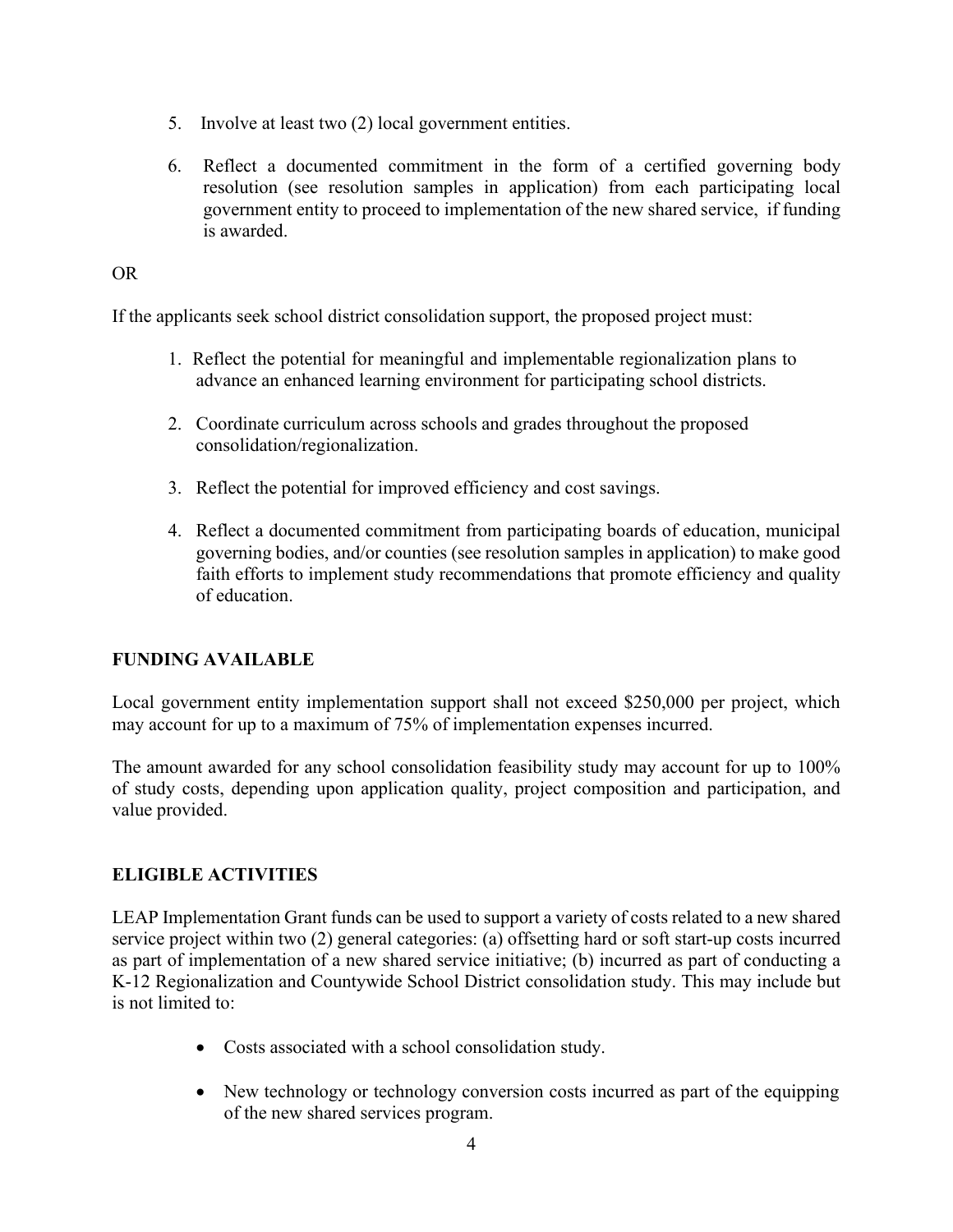5. Involve at least two (2) local government entities.

6. Reflect a documented commitment in the form of a certified governing body resolution (see resolution samples in application) from each participating local government entity to proceed to implementation of the new shared service, if funding is awarded.

OR

If the applicants seek school district consolidation support, the proposed project must:

1. Reflect the potential for meaningful and implementable regionalization plans to advance an enhanced learning environment for participating school districts.

2. Coordinate curriculum across schools and grades throughout the proposed consolidation/regionalization.

3. Reflect the potential for improved efficiency and cost savings.

4. Reflect a documented commitment from participating boards of education, municipal governing bodies, and/or counties (see resolution samples in application) to make good faith efforts to implement study recommendations that promote efficiency and quality of education.

## FUNDING AVAILABLE

Local government entity implementation support shall not exceed $250,000 per project, which may account for up to a maximum of 75% of implementation expenses incurred.

The amount awarded for any school consolidation feasibility study may account for up to 100% of study costs, depending upon application quality, project composition and participation, and value provided.

## ELIGIBLE ACTIVITIES

LEAP Implementation Grant funds can be used to support a variety of costs related to a new shared service project within two (2) general categories: (a) offsetting hard or soft start-up costs incurred as part of implementation of a new shared service initiative; (b) incurred as part of conducting a K-12 Regionalization and Countywide School District consolidation study. This may include but is not limited to:

- Costs associated with a school consolidation study.
- New technology or technology conversion costs incurred as part of the equipping of the new shared services program.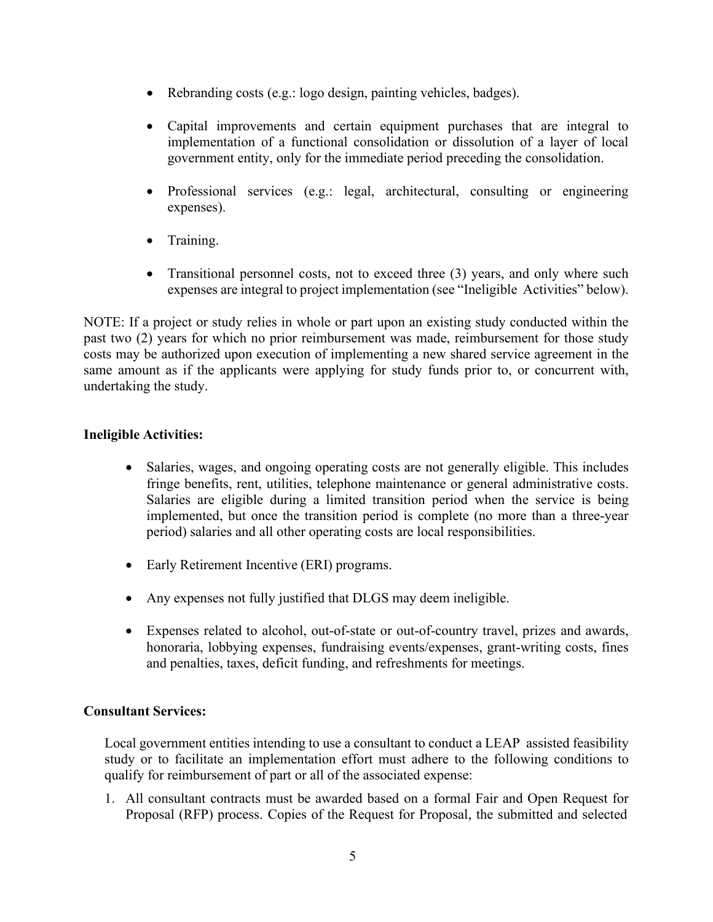- Rebranding costs (e.g.: logo design, painting vehicles, badges).

- Capital improvements and certain equipment purchases that are integral to implementation of a functional consolidation or dissolution of a layer of local government entity, only for the immediate period preceding the consolidation.

- Professional services (e.g.: legal, architectural, consulting or engineering expenses).

- Training.

- Transitional personnel costs, not to exceed three (3) years, and only where such expenses are integral to project implementation (see "Ineligible Activities" below).

NOTE: If a project or study relies in whole or part upon an existing study conducted within the past two (2) years for which no prior reimbursement was made, reimbursement for those study costs may be authorized upon execution of implementing a new shared service agreement in the same amount as if the applicants were applying for study funds prior to, or concurrent with, undertaking the study.

**Ineligible Activities:**

- Salaries, wages, and ongoing operating costs are not generally eligible. This includes fringe benefits, rent, utilities, telephone maintenance or general administrative costs. Salaries are eligible during a limited transition period when the service is being implemented, but once the transition period is complete (no more than a three-year period) salaries and all other operating costs are local responsibilities.

- Early Retirement Incentive (ERI) programs.

- Any expenses not fully justified that DLGS may deem ineligible.

- Expenses related to alcohol, out-of-state or out-of-country travel, prizes and awards, honoraria, lobbying expenses, fundraising events/expenses, grant-writing costs, fines and penalties, taxes, deficit funding, and refreshments for meetings.

**Consultant Services:**

Local government entities intending to use a consultant to conduct a LEAP assisted feasibility study or to facilitate an implementation effort must adhere to the following conditions to qualify for reimbursement of part or all of the associated expense:

1. All consultant contracts must be awarded based on a formal Fair and Open Request for Proposal (RFP) process. Copies of the Request for Proposal, the submitted and selected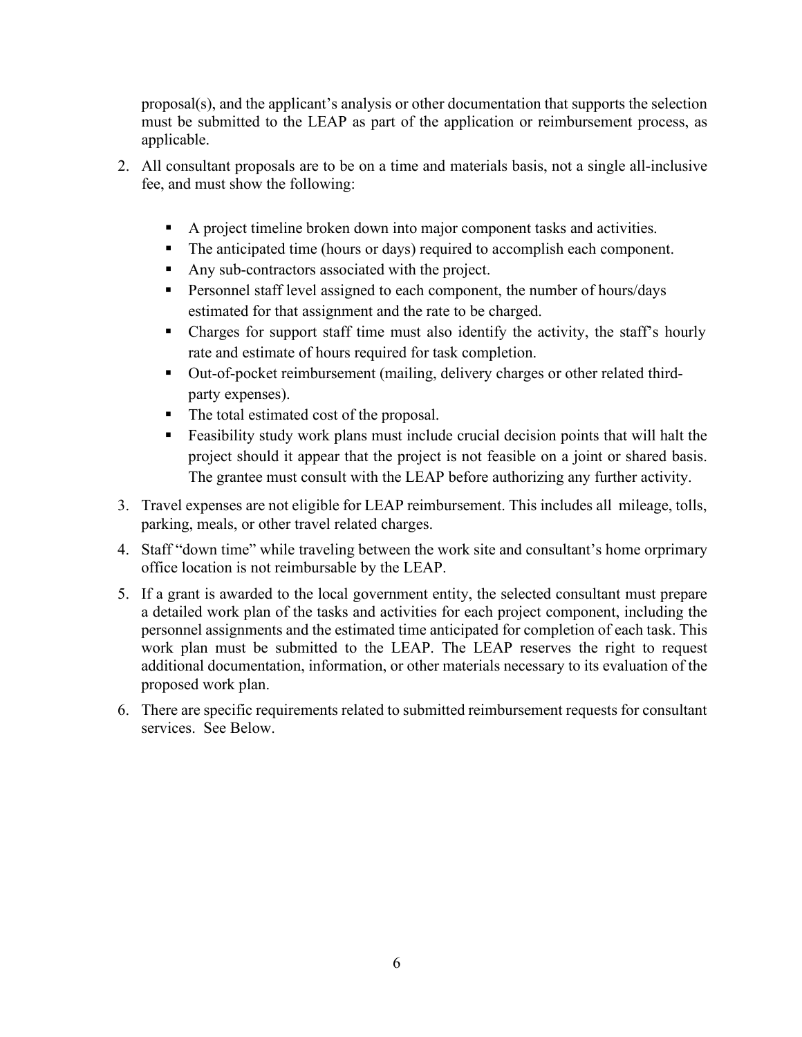proposal(s), and the applicant's analysis or other documentation that supports the selection must be submitted to the LEAP as part of the application or reimbursement process, as applicable.

2. All consultant proposals are to be on a time and materials basis, not a single all-inclusive fee, and must show the following:

    - A project timeline broken down into major component tasks and activities.
    - The anticipated time (hours or days) required to accomplish each component.
    - Any sub-contractors associated with the project.
    - Personnel staff level assigned to each component, the number of hours/days estimated for that assignment and the rate to be charged.
    - Charges for support staff time must also identify the activity, the staff's hourly rate and estimate of hours required for task completion.
    - Out-of-pocket reimbursement (mailing, delivery charges or other related third-party expenses).
    - The total estimated cost of the proposal.
    - Feasibility study work plans must include crucial decision points that will halt the project should it appear that the project is not feasible on a joint or shared basis. The grantee must consult with the LEAP before authorizing any further activity.

3. Travel expenses are not eligible for LEAP reimbursement. This includes all mileage, tolls, parking, meals, or other travel related charges.

4. Staff "down time" while traveling between the work site and consultant's home orprimary office location is not reimbursable by the LEAP.

5. If a grant is awarded to the local government entity, the selected consultant must prepare a detailed work plan of the tasks and activities for each project component, including the personnel assignments and the estimated time anticipated for completion of each task. This work plan must be submitted to the LEAP. The LEAP reserves the right to request additional documentation, information, or other materials necessary to its evaluation of the proposed work plan.

6. There are specific requirements related to submitted reimbursement requests for consultant services. See Below.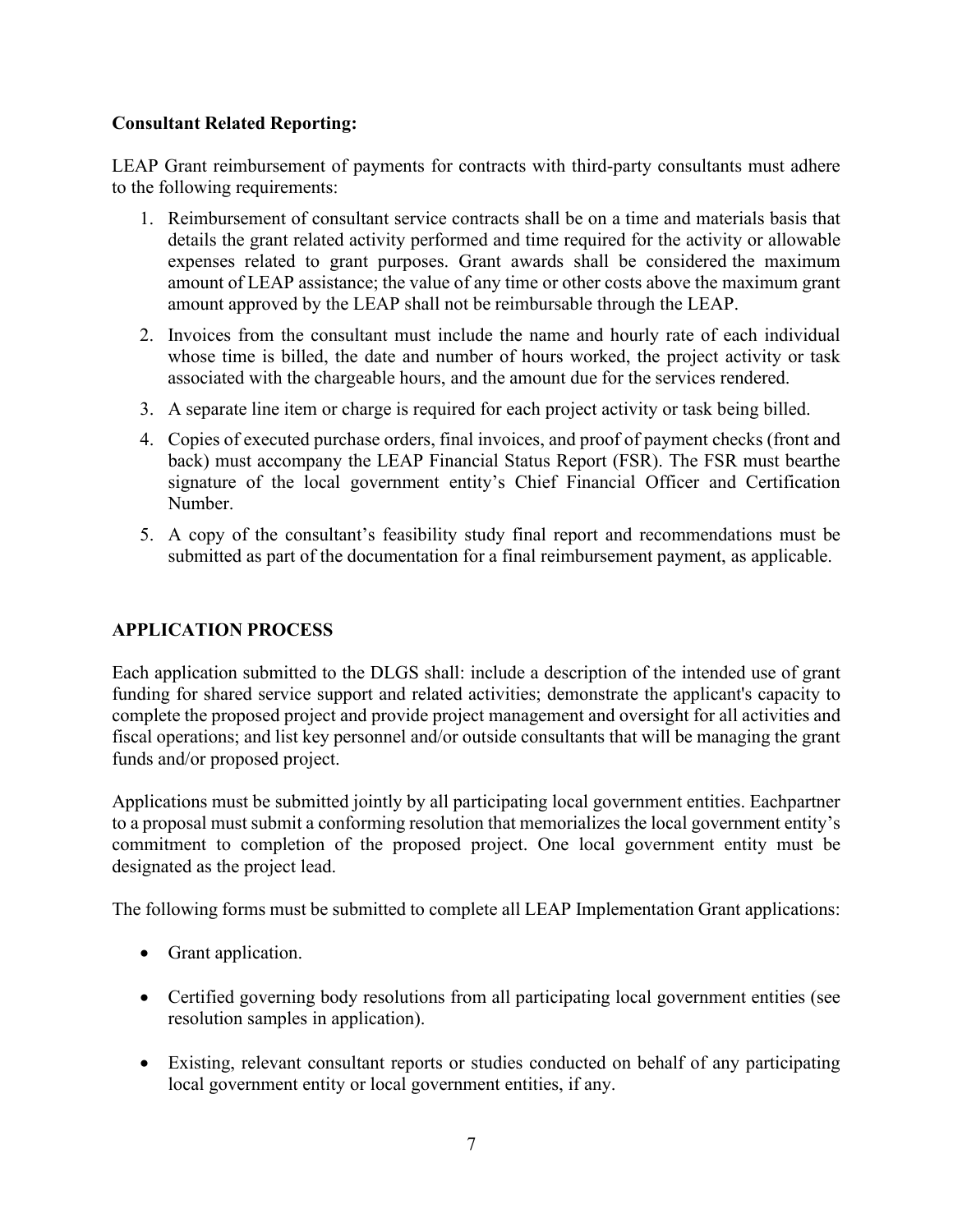**Consultant Related Reporting:**

LEAP Grant reimbursement of payments for contracts with third-party consultants must adhere to the following requirements:

1. Reimbursement of consultant service contracts shall be on a time and materials basis that details the grant related activity performed and time required for the activity or allowable expenses related to grant purposes. Grant awards shall be considered the maximum amount of LEAP assistance; the value of any time or other costs above the maximum grant amount approved by the LEAP shall not be reimbursable through the LEAP.
2. Invoices from the consultant must include the name and hourly rate of each individual whose time is billed, the date and number of hours worked, the project activity or task associated with the chargeable hours, and the amount due for the services rendered.
3. A separate line item or charge is required for each project activity or task being billed.
4. Copies of executed purchase orders, final invoices, and proof of payment checks (front and back) must accompany the LEAP Financial Status Report (FSR). The FSR must bearthe signature of the local government entity's Chief Financial Officer and Certification Number.
5. A copy of the consultant's feasibility study final report and recommendations must be submitted as part of the documentation for a final reimbursement payment, as applicable.

## APPLICATION PROCESS

Each application submitted to the DLGS shall: include a description of the intended use of grant funding for shared service support and related activities; demonstrate the applicant's capacity to complete the proposed project and provide project management and oversight for all activities and fiscal operations; and list key personnel and/or outside consultants that will be managing the grant funds and/or proposed project.

Applications must be submitted jointly by all participating local government entities. Eachpartner to a proposal must submit a conforming resolution that memorializes the local government entity's commitment to completion of the proposed project. One local government entity must be designated as the project lead.

The following forms must be submitted to complete all LEAP Implementation Grant applications:

- Grant application.
- Certified governing body resolutions from all participating local government entities (see resolution samples in application).
- Existing, relevant consultant reports or studies conducted on behalf of any participating local government entity or local government entities, if any.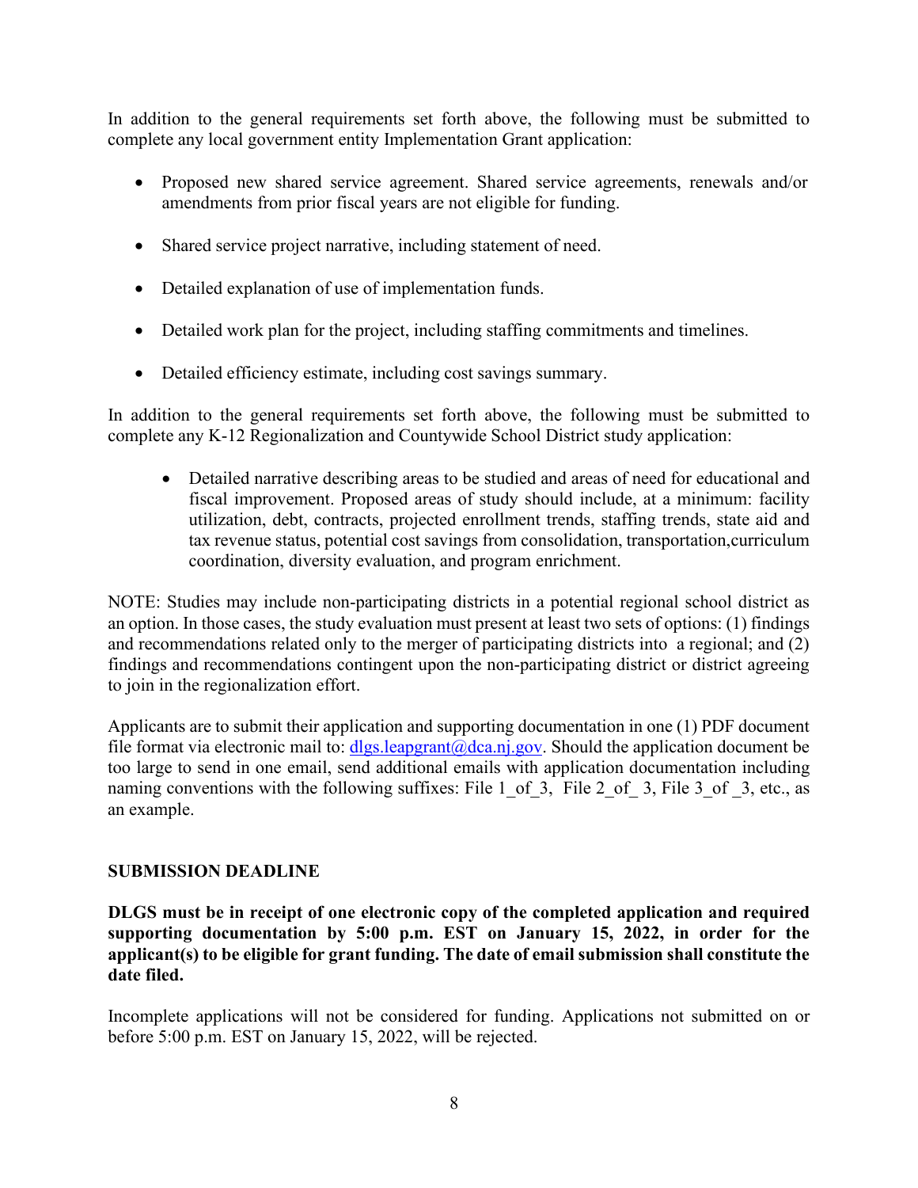In addition to the general requirements set forth above, the following must be submitted to complete any local government entity Implementation Grant application:

- Proposed new shared service agreement. Shared service agreements, renewals and/or amendments from prior fiscal years are not eligible for funding.
- Shared service project narrative, including statement of need.
- Detailed explanation of use of implementation funds.
- Detailed work plan for the project, including staffing commitments and timelines.
- Detailed efficiency estimate, including cost savings summary.

In addition to the general requirements set forth above, the following must be submitted to complete any K-12 Regionalization and Countywide School District study application:

- Detailed narrative describing areas to be studied and areas of need for educational and fiscal improvement. Proposed areas of study should include, at a minimum: facility utilization, debt, contracts, projected enrollment trends, staffing trends, state aid and tax revenue status, potential cost savings from consolidation, transportation,curriculum coordination, diversity evaluation, and program enrichment.

NOTE: Studies may include non-participating districts in a potential regional school district as an option. In those cases, the study evaluation must present at least two sets of options: (1) findings and recommendations related only to the merger of participating districts into a regional; and (2) findings and recommendations contingent upon the non-participating district or district agreeing to join in the regionalization effort.

Applicants are to submit their application and supporting documentation in one (1) PDF document file format via electronic mail to: dlgs.leapgrant@dca.nj.gov. Should the application document be too large to send in one email, send additional emails with application documentation including naming conventions with the following suffixes: File 1_of_3, File 2_of_ 3, File 3_of _3, etc., as an example.

**SUBMISSION DEADLINE**

**DLGS must be in receipt of one electronic copy of the completed application and required supporting documentation by 5:00 p.m. EST on January 15, 2022, in order for the applicant(s) to be eligible for grant funding. The date of email submission shall constitute the date filed.**

Incomplete applications will not be considered for funding. Applications not submitted on or before 5:00 p.m. EST on January 15, 2022, will be rejected.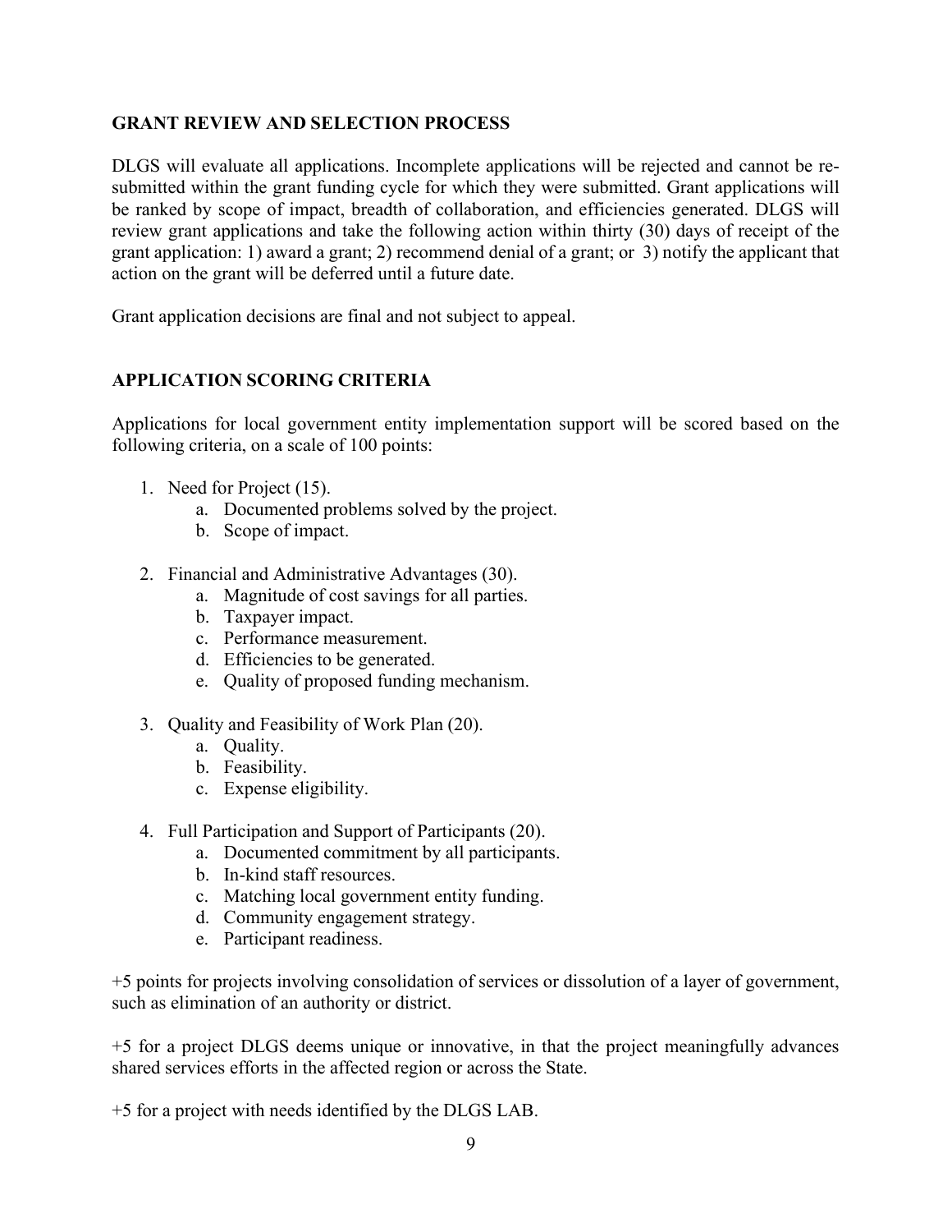## GRANT REVIEW AND SELECTION PROCESS

DLGS will evaluate all applications. Incomplete applications will be rejected and cannot be re-submitted within the grant funding cycle for which they were submitted. Grant applications will be ranked by scope of impact, breadth of collaboration, and efficiencies generated. DLGS will review grant applications and take the following action within thirty (30) days of receipt of the grant application: 1) award a grant; 2) recommend denial of a grant; or 3) notify the applicant that action on the grant will be deferred until a future date.

Grant application decisions are final and not subject to appeal.

## APPLICATION SCORING CRITERIA

Applications for local government entity implementation support will be scored based on the following criteria, on a scale of 100 points:

1. Need for Project (15).
   a. Documented problems solved by the project.
   b. Scope of impact.

2. Financial and Administrative Advantages (30).
   a. Magnitude of cost savings for all parties.
   b. Taxpayer impact.
   c. Performance measurement.
   d. Efficiencies to be generated.
   e. Quality of proposed funding mechanism.

3. Quality and Feasibility of Work Plan (20).
   a. Quality.
   b. Feasibility.
   c. Expense eligibility.

4. Full Participation and Support of Participants (20).
   a. Documented commitment by all participants.
   b. In-kind staff resources.
   c. Matching local government entity funding.
   d. Community engagement strategy.
   e. Participant readiness.

+5 points for projects involving consolidation of services or dissolution of a layer of government, such as elimination of an authority or district.

+5 for a project DLGS deems unique or innovative, in that the project meaningfully advances shared services efforts in the affected region or across the State.

+5 for a project with needs identified by the DLGS LAB.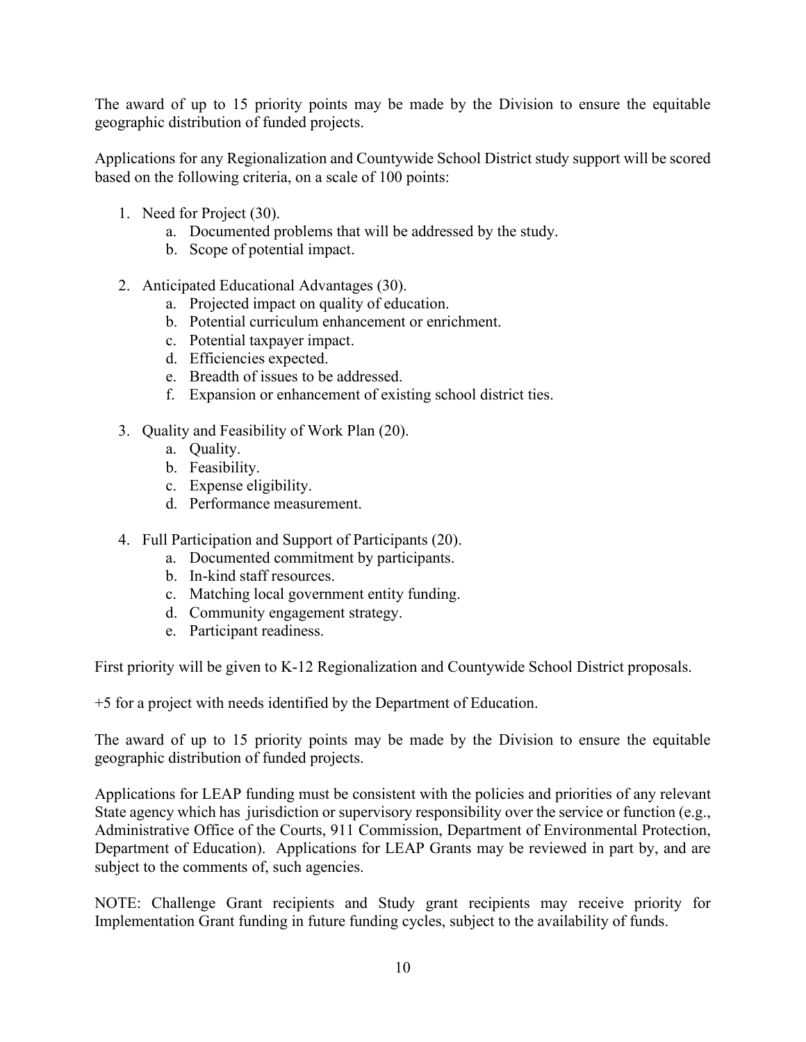The award of up to 15 priority points may be made by the Division to ensure the equitable geographic distribution of funded projects.

Applications for any Regionalization and Countywide School District study support will be scored based on the following criteria, on a scale of 100 points:

1. Need for Project (30).
   a. Documented problems that will be addressed by the study.
   b. Scope of potential impact.

2. Anticipated Educational Advantages (30).
   a. Projected impact on quality of education.
   b. Potential curriculum enhancement or enrichment.
   c. Potential taxpayer impact.
   d. Efficiencies expected.
   e. Breadth of issues to be addressed.
   f. Expansion or enhancement of existing school district ties.

3. Quality and Feasibility of Work Plan (20).
   a. Quality.
   b. Feasibility.
   c. Expense eligibility.
   d. Performance measurement.

4. Full Participation and Support of Participants (20).
   a. Documented commitment by participants.
   b. In-kind staff resources.
   c. Matching local government entity funding.
   d. Community engagement strategy.
   e. Participant readiness.

First priority will be given to K-12 Regionalization and Countywide School District proposals.

+5 for a project with needs identified by the Department of Education.

The award of up to 15 priority points may be made by the Division to ensure the equitable geographic distribution of funded projects.

Applications for LEAP funding must be consistent with the policies and priorities of any relevant State agency which has jurisdiction or supervisory responsibility over the service or function (e.g., Administrative Office of the Courts, 911 Commission, Department of Environmental Protection, Department of Education). Applications for LEAP Grants may be reviewed in part by, and are subject to the comments of, such agencies.

NOTE: Challenge Grant recipients and Study grant recipients may receive priority for Implementation Grant funding in future funding cycles, subject to the availability of funds.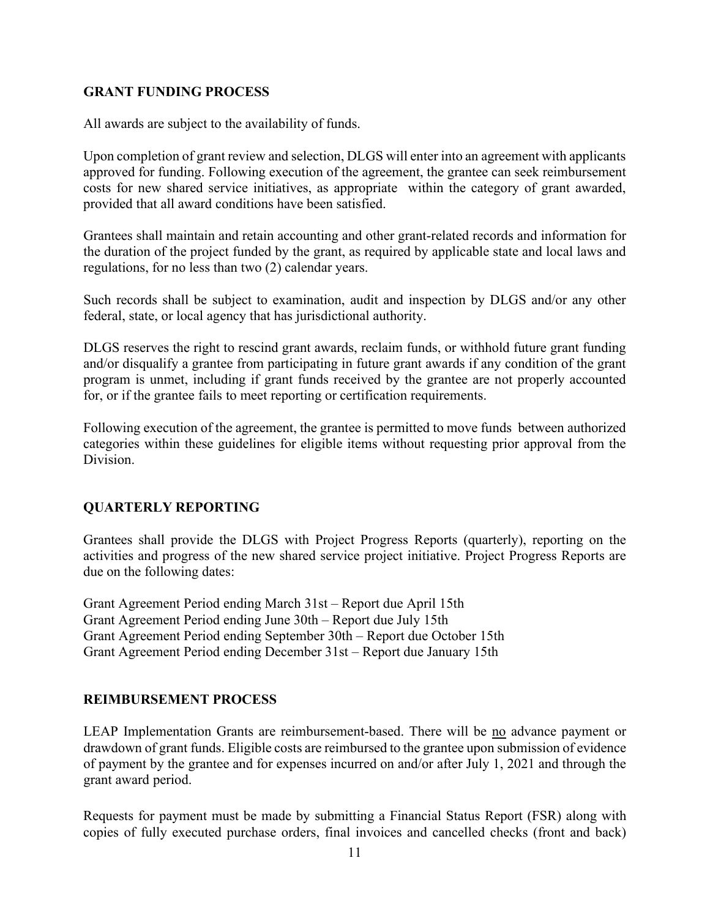## GRANT FUNDING PROCESS

All awards are subject to the availability of funds.

Upon completion of grant review and selection, DLGS will enter into an agreement with applicants approved for funding. Following execution of the agreement, the grantee can seek reimbursement costs for new shared service initiatives, as appropriate within the category of grant awarded, provided that all award conditions have been satisfied.

Grantees shall maintain and retain accounting and other grant-related records and information for the duration of the project funded by the grant, as required by applicable state and local laws and regulations, for no less than two (2) calendar years.

Such records shall be subject to examination, audit and inspection by DLGS and/or any other federal, state, or local agency that has jurisdictional authority.

DLGS reserves the right to rescind grant awards, reclaim funds, or withhold future grant funding and/or disqualify a grantee from participating in future grant awards if any condition of the grant program is unmet, including if grant funds received by the grantee are not properly accounted for, or if the grantee fails to meet reporting or certification requirements.

Following execution of the agreement, the grantee is permitted to move funds between authorized categories within these guidelines for eligible items without requesting prior approval from the Division.

## QUARTERLY REPORTING

Grantees shall provide the DLGS with Project Progress Reports (quarterly), reporting on the activities and progress of the new shared service project initiative. Project Progress Reports are due on the following dates:

Grant Agreement Period ending March 31st – Report due April 15th
Grant Agreement Period ending June 30th – Report due July 15th
Grant Agreement Period ending September 30th – Report due October 15th
Grant Agreement Period ending December 31st – Report due January 15th

## REIMBURSEMENT PROCESS

LEAP Implementation Grants are reimbursement-based. There will be <u>no</u> advance payment or drawdown of grant funds. Eligible costs are reimbursed to the grantee upon submission of evidence of payment by the grantee and for expenses incurred on and/or after July 1, 2021 and through the grant award period.

Requests for payment must be made by submitting a Financial Status Report (FSR) along with copies of fully executed purchase orders, final invoices and cancelled checks (front and back)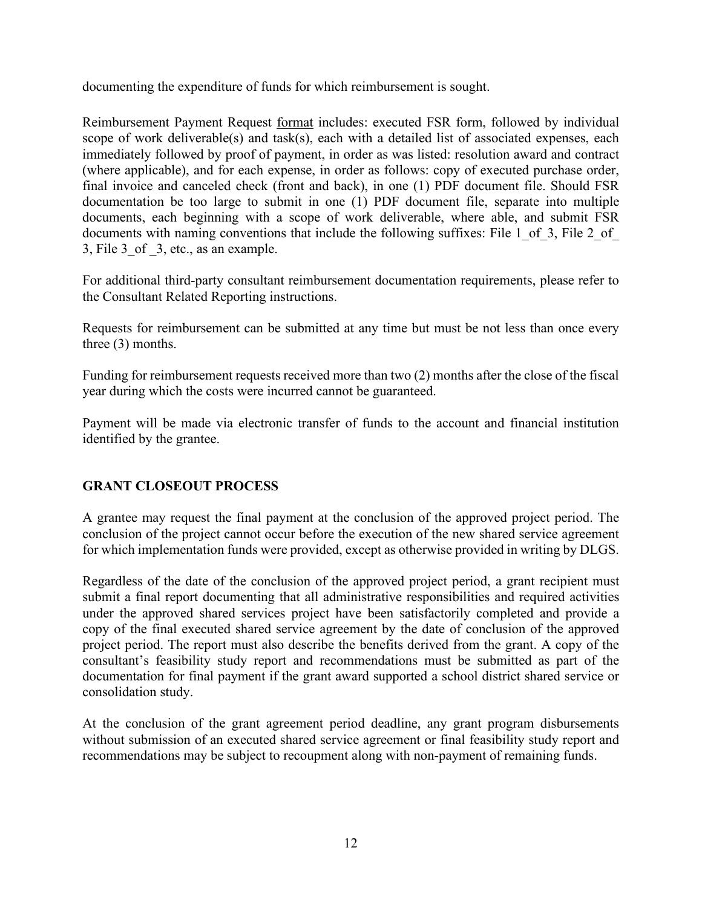documenting the expenditure of funds for which reimbursement is sought.

Reimbursement Payment Request format includes: executed FSR form, followed by individual scope of work deliverable(s) and task(s), each with a detailed list of associated expenses, each immediately followed by proof of payment, in order as was listed: resolution award and contract (where applicable), and for each expense, in order as follows: copy of executed purchase order, final invoice and canceled check (front and back), in one (1) PDF document file. Should FSR documentation be too large to submit in one (1) PDF document file, separate into multiple documents, each beginning with a scope of work deliverable, where able, and submit FSR documents with naming conventions that include the following suffixes: File 1_of_3, File 2_of_ 3, File 3_of _3, etc., as an example.

For additional third-party consultant reimbursement documentation requirements, please refer to the Consultant Related Reporting instructions.

Requests for reimbursement can be submitted at any time but must be not less than once every three (3) months.

Funding for reimbursement requests received more than two (2) months after the close of the fiscal year during which the costs were incurred cannot be guaranteed.

Payment will be made via electronic transfer of funds to the account and financial institution identified by the grantee.

## GRANT CLOSEOUT PROCESS

A grantee may request the final payment at the conclusion of the approved project period. The conclusion of the project cannot occur before the execution of the new shared service agreement for which implementation funds were provided, except as otherwise provided in writing by DLGS.

Regardless of the date of the conclusion of the approved project period, a grant recipient must submit a final report documenting that all administrative responsibilities and required activities under the approved shared services project have been satisfactorily completed and provide a copy of the final executed shared service agreement by the date of conclusion of the approved project period. The report must also describe the benefits derived from the grant. A copy of the consultant's feasibility study report and recommendations must be submitted as part of the documentation for final payment if the grant award supported a school district shared service or consolidation study.

At the conclusion of the grant agreement period deadline, any grant program disbursements without submission of an executed shared service agreement or final feasibility study report and recommendations may be subject to recoupment along with non-payment of remaining funds.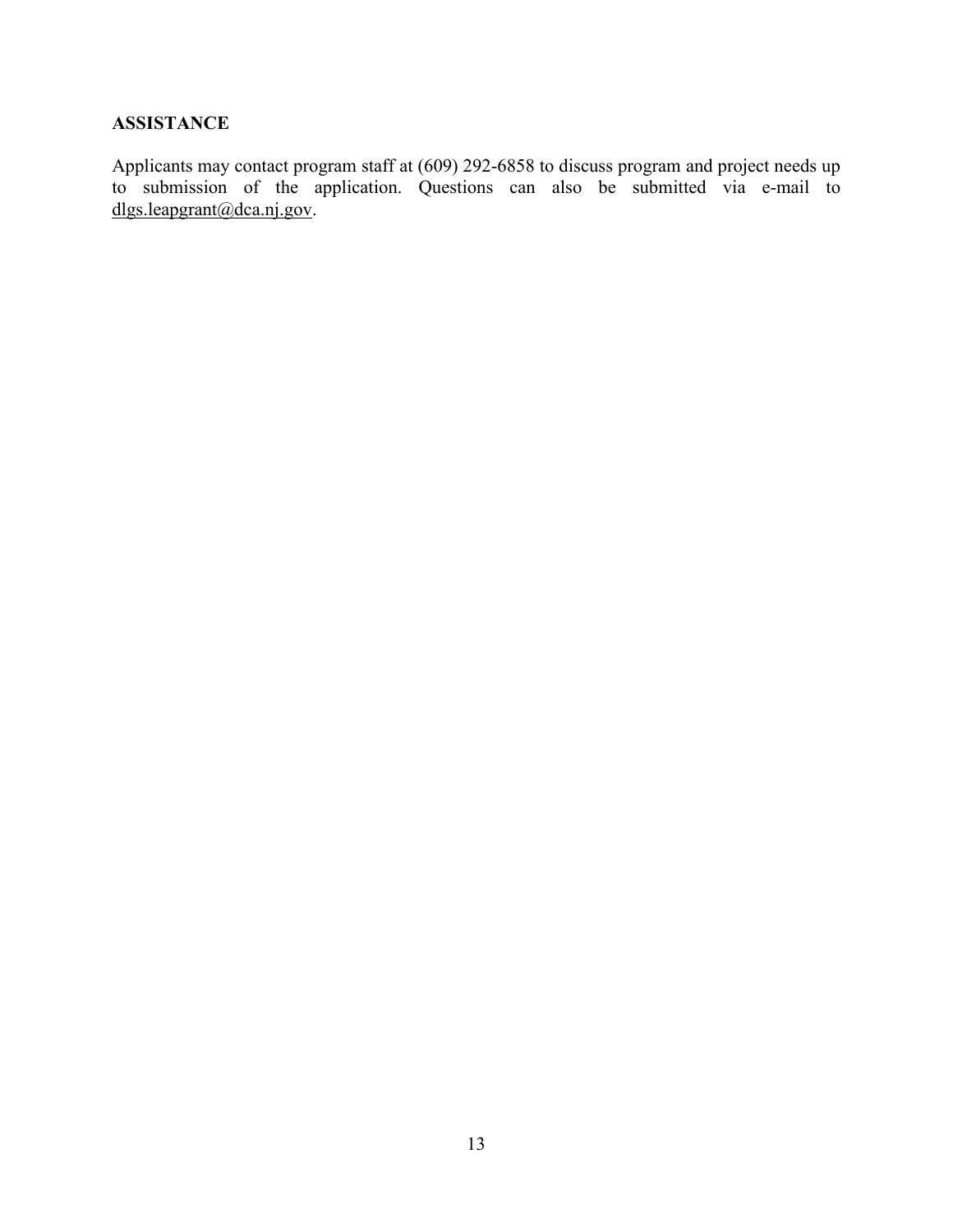**ASSISTANCE**

Applicants may contact program staff at (609) 292-6858 to discuss program and project needs up to submission of the application. Questions can also be submitted via e-mail to dlgs.leapgrant@dca.nj.gov.